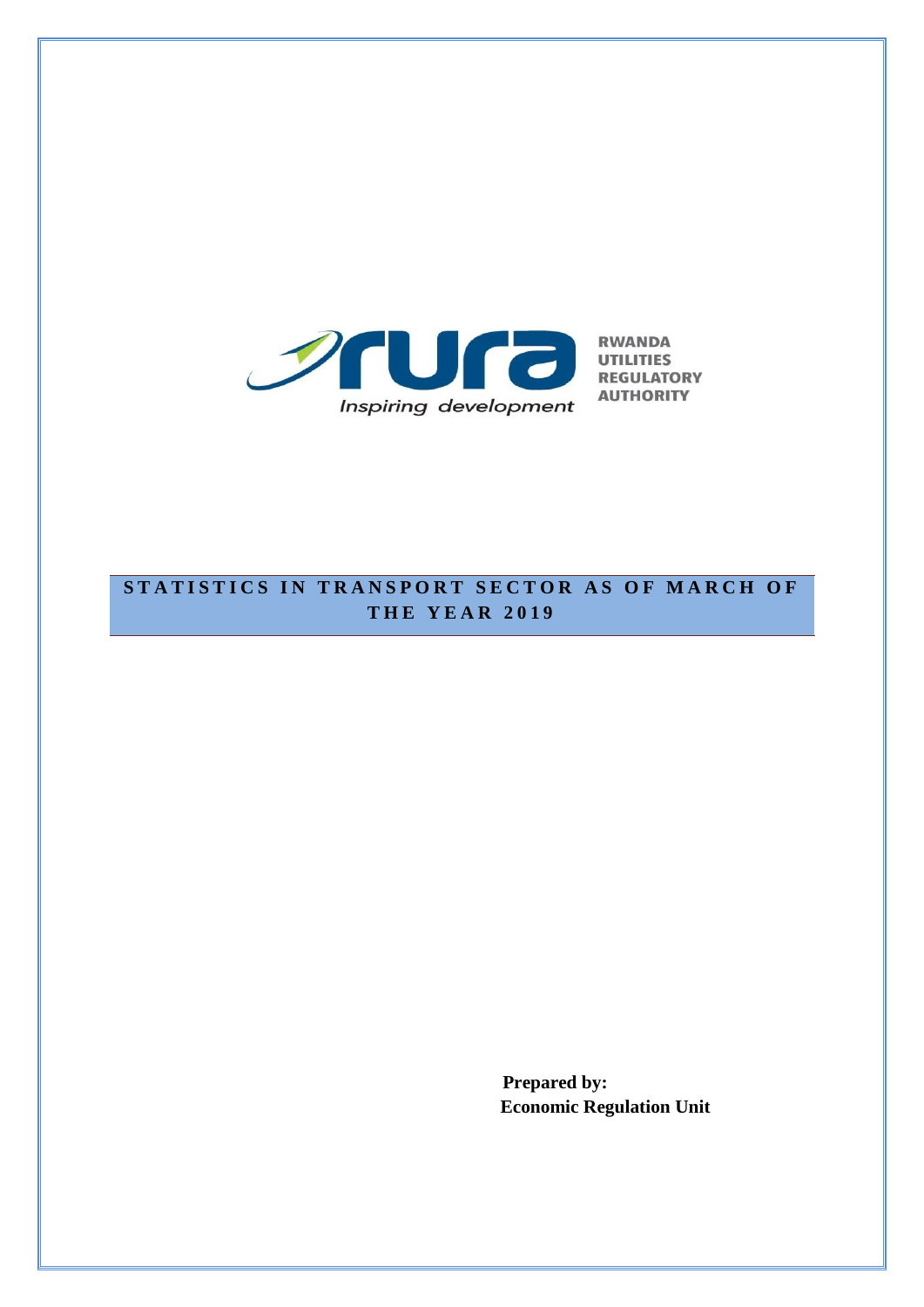rura

Inspiring development

RWANDA UTILITIES REGULATORY AUTHORITY

# STATISTICS IN TRANSPORT SECTOR AS OF MARCH OF THE YEAR 2019

**Prepared by:**
**Economic Regulation Unit**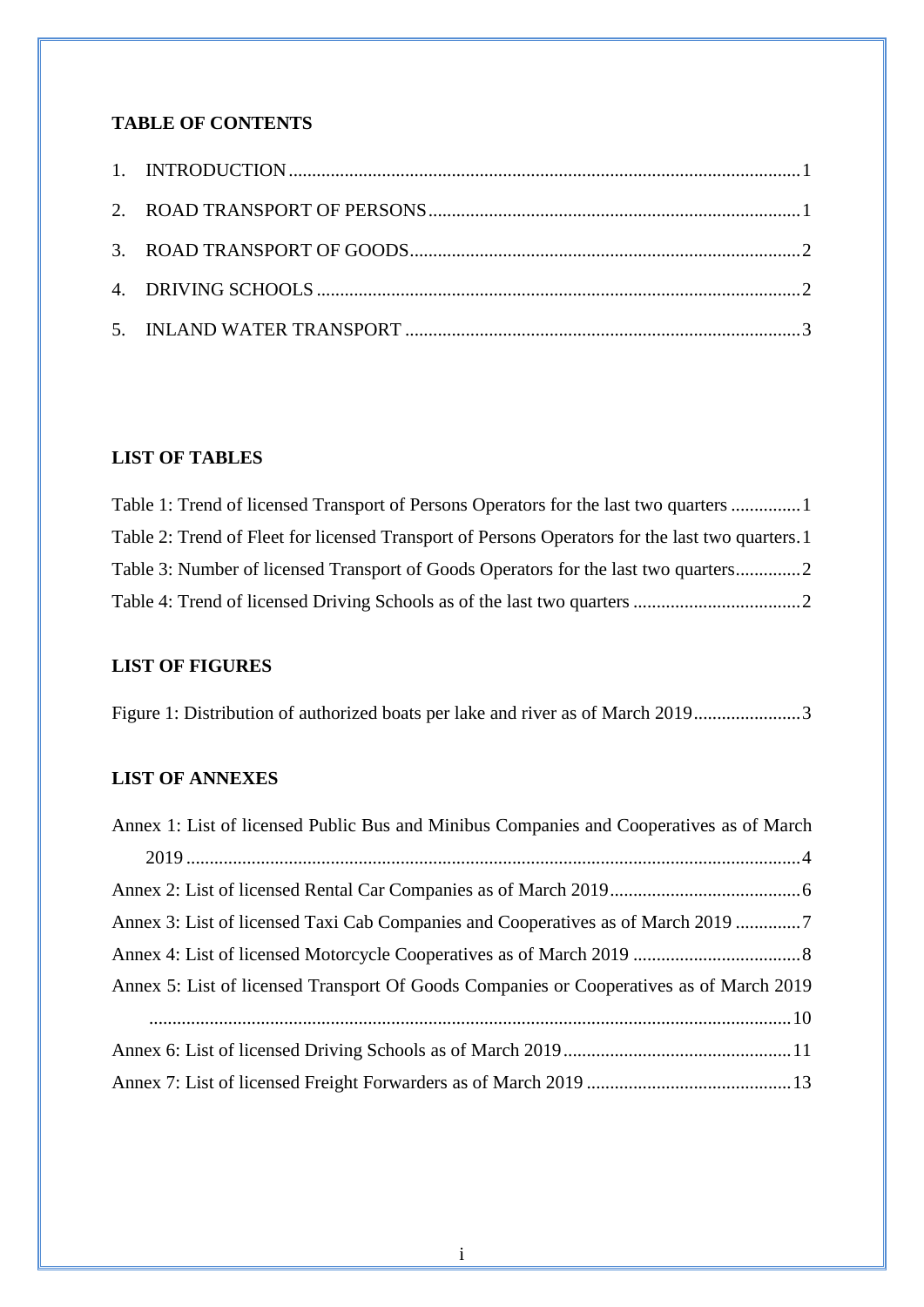**TABLE OF CONTENTS**

1. INTRODUCTION ........ 1
2. ROAD TRANSPORT OF PERSONS ........ 1
3. ROAD TRANSPORT OF GOODS ........ 2
4. DRIVING SCHOOLS ........ 2
5. INLAND WATER TRANSPORT ........ 3

**LIST OF TABLES**

Table 1: Trend of licensed Transport of Persons Operators for the last two quarters ........ 1
Table 2: Trend of Fleet for licensed Transport of Persons Operators for the last two quarters. 1
Table 3: Number of licensed Transport of Goods Operators for the last two quarters ........ 2
Table 4: Trend of licensed Driving Schools as of the last two quarters ........ 2

**LIST OF FIGURES**

Figure 1: Distribution of authorized boats per lake and river as of March 2019 ........ 3

**LIST OF ANNEXES**

Annex 1: List of licensed Public Bus and Minibus Companies and Cooperatives as of March 2019 ........ 4
Annex 2: List of licensed Rental Car Companies as of March 2019 ........ 6
Annex 3: List of licensed Taxi Cab Companies and Cooperatives as of March 2019 ........ 7
Annex 4: List of licensed Motorcycle Cooperatives as of March 2019 ........ 8
Annex 5: List of licensed Transport Of Goods Companies or Cooperatives as of March 2019 ........ 10
Annex 6: List of licensed Driving Schools as of March 2019 ........ 11
Annex 7: List of licensed Freight Forwarders as of March 2019 ........ 13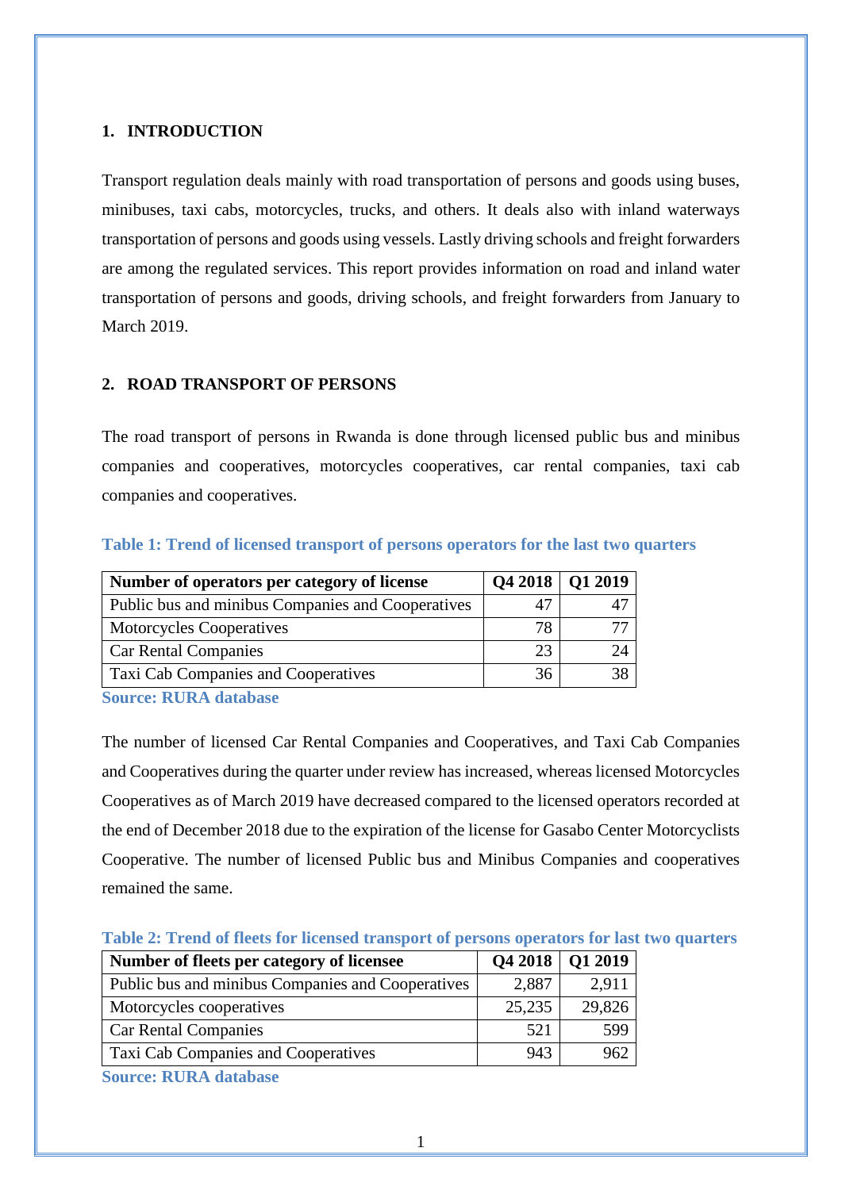## 1. INTRODUCTION

Transport regulation deals mainly with road transportation of persons and goods using buses, minibuses, taxi cabs, motorcycles, trucks, and others. It deals also with inland waterways transportation of persons and goods using vessels. Lastly driving schools and freight forwarders are among the regulated services. This report provides information on road and inland water transportation of persons and goods, driving schools, and freight forwarders from January to March 2019.

## 2. ROAD TRANSPORT OF PERSONS

The road transport of persons in Rwanda is done through licensed public bus and minibus companies and cooperatives, motorcycles cooperatives, car rental companies, taxi cab companies and cooperatives.

**Table 1: Trend of licensed transport of persons operators for the last two quarters**

| Number of operators per category of license | Q4 2018 | Q1 2019 |
|---|---|---|
| Public bus and minibus Companies and Cooperatives | 47 | 47 |
| Motorcycles Cooperatives | 78 | 77 |
| Car Rental Companies | 23 | 24 |
| Taxi Cab Companies and Cooperatives | 36 | 38 |

**Source: RURA database**

The number of licensed Car Rental Companies and Cooperatives, and Taxi Cab Companies and Cooperatives during the quarter under review has increased, whereas licensed Motorcycles Cooperatives as of March 2019 have decreased compared to the licensed operators recorded at the end of December 2018 due to the expiration of the license for Gasabo Center Motorcyclists Cooperative. The number of licensed Public bus and Minibus Companies and cooperatives remained the same.

**Table 2: Trend of fleets for licensed transport of persons operators for last two quarters**

| Number of fleets per category of licensee | Q4 2018 | Q1 2019 |
|---|---|---|
| Public bus and minibus Companies and Cooperatives | 2,887 | 2,911 |
| Motorcycles cooperatives | 25,235 | 29,826 |
| Car Rental Companies | 521 | 599 |
| Taxi Cab Companies and Cooperatives | 943 | 962 |

**Source: RURA database**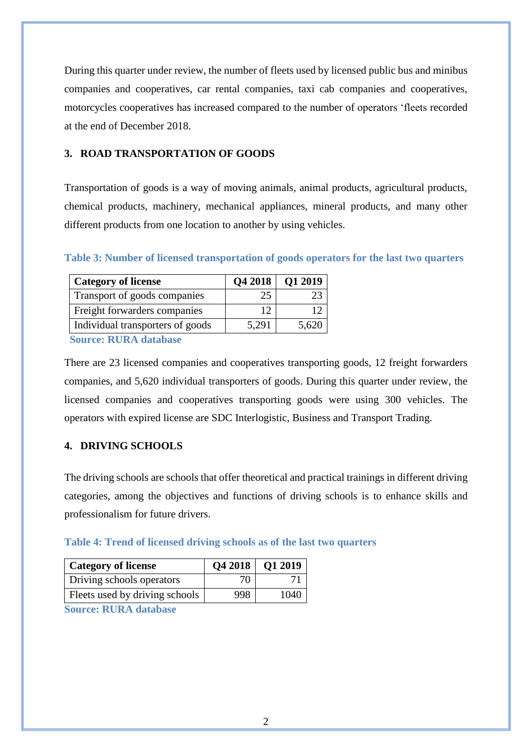During this quarter under review, the number of fleets used by licensed public bus and minibus companies and cooperatives, car rental companies, taxi cab companies and cooperatives, motorcycles cooperatives has increased compared to the number of operators ‘fleets recorded at the end of December 2018.

## 3. ROAD TRANSPORTATION OF GOODS

Transportation of goods is a way of moving animals, animal products, agricultural products, chemical products, machinery, mechanical appliances, mineral products, and many other different products from one location to another by using vehicles.

**Table 3: Number of licensed transportation of goods operators for the last two quarters**

| Category of license | Q4 2018 | Q1 2019 |
|---|---|---|
| Transport of goods companies | 25 | 23 |
| Freight forwarders companies | 12 | 12 |
| Individual transports of goods | 5,291 | 5,620 |

**Source: RURA database**

There are 23 licensed companies and cooperatives transporting goods, 12 freight forwarders companies, and 5,620 individual transporters of goods. During this quarter under review, the licensed companies and cooperatives transporting goods were using 300 vehicles. The operators with expired license are SDC Interlogistic, Business and Transport Trading.

## 4. DRIVING SCHOOLS

The driving schools are schools that offer theoretical and practical trainings in different driving categories, among the objectives and functions of driving schools is to enhance skills and professionalism for future drivers.

**Table 4: Trend of licensed driving schools as of the last two quarters**

| Category of license | Q4 2018 | Q1 2019 |
|---|---|---|
| Driving schools operators | 70 | 71 |
| Fleets used by driving schools | 998 | 1040 |

**Source: RURA database**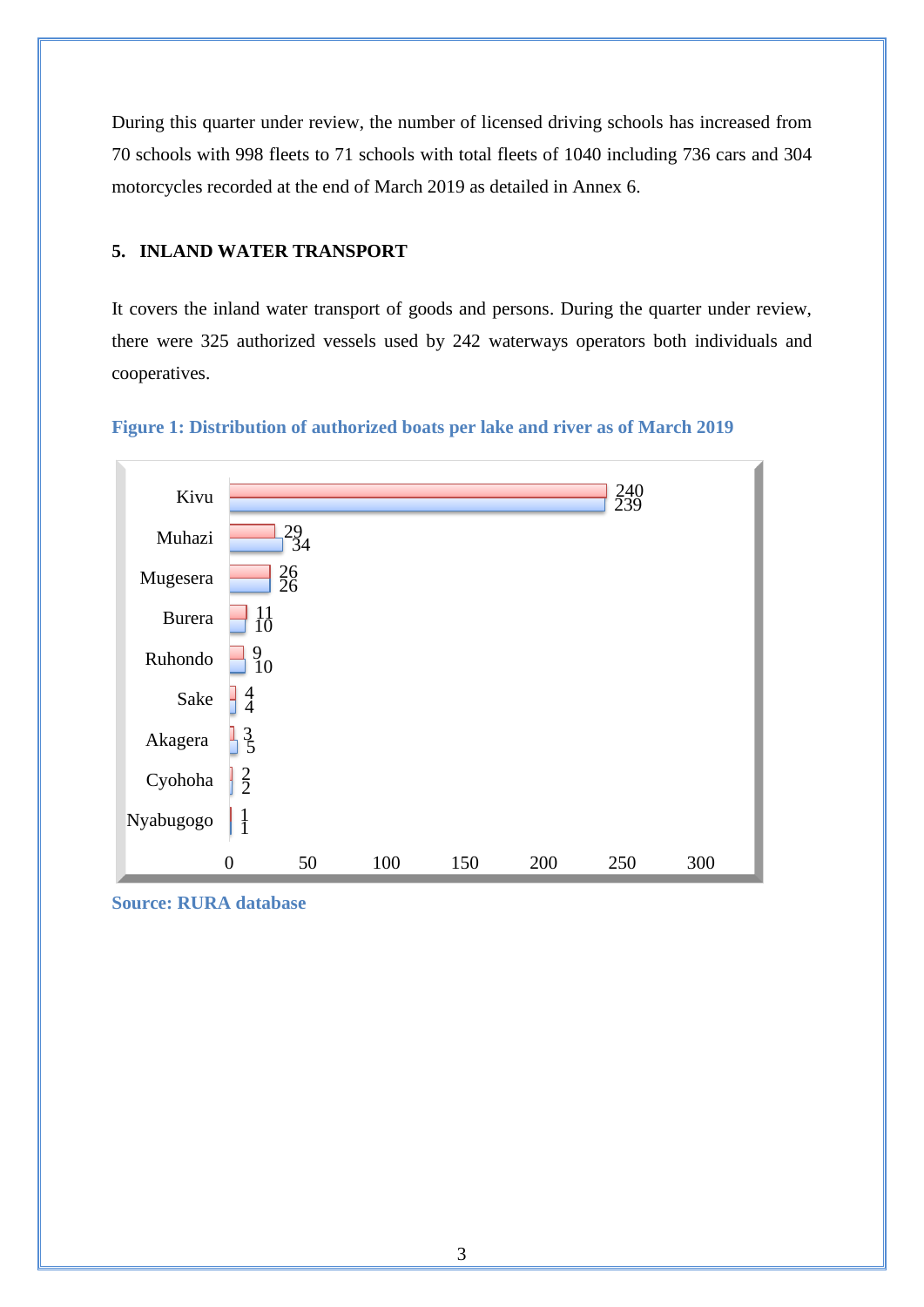During this quarter under review, the number of licensed driving schools has increased from 70 schools with 998 fleets to 71 schools with total fleets of 1040 including 736 cars and 304 motorcycles recorded at the end of March 2019 as detailed in Annex 6.

## 5. INLAND WATER TRANSPORT

It covers the inland water transport of goods and persons. During the quarter under review, there were 325 authorized vessels used by 242 waterways operators both individuals and cooperatives.

**Figure 1: Distribution of authorized boats per lake and river as of March 2019**

| Lake/River | Red series | Blue series |
|---|---|---|
| Kivu | 240 | 239 |
| Muhazi | 29 | 34 |
| Mugesera | 26 | 26 |
| Burera | 11 | 10 |
| Ruhondo | 9 | 10 |
| Sake | 4 | 4 |
| Akagera | 3 | 5 |
| Cyohoha | 2 | 2 |
| Nyabugogo | 1 | 1 |

**Source: RURA database**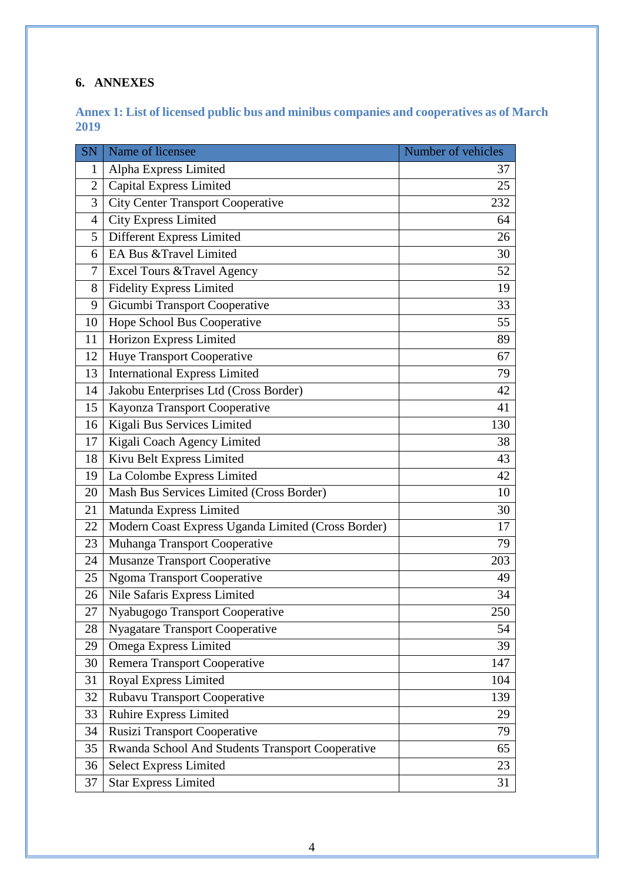## 6. ANNEXES

### Annex 1: List of licensed public bus and minibus companies and cooperatives as of March 2019

| SN | Name of licensee | Number of vehicles |
|---|---|---|
| 1 | Alpha Express Limited | 37 |
| 2 | Capital Express Limited | 25 |
| 3 | City Center Transport Cooperative | 232 |
| 4 | City Express Limited | 64 |
| 5 | Different Express Limited | 26 |
| 6 | EA Bus &Travel Limited | 30 |
| 7 | Excel Tours &Travel Agency | 52 |
| 8 | Fidelity Express Limited | 19 |
| 9 | Gicumbi Transport Cooperative | 33 |
| 10 | Hope School Bus Cooperative | 55 |
| 11 | Horizon Express Limited | 89 |
| 12 | Huye Transport Cooperative | 67 |
| 13 | International Express Limited | 79 |
| 14 | Jakobu Enterprises Ltd (Cross Border) | 42 |
| 15 | Kayonza Transport Cooperative | 41 |
| 16 | Kigali Bus Services Limited | 130 |
| 17 | Kigali Coach Agency Limited | 38 |
| 18 | Kivu Belt Express Limited | 43 |
| 19 | La Colombe Express Limited | 42 |
| 20 | Mash Bus Services Limited (Cross Border) | 10 |
| 21 | Matunda Express Limited | 30 |
| 22 | Modern Coast Express Uganda Limited (Cross Border) | 17 |
| 23 | Muhanga Transport Cooperative | 79 |
| 24 | Musanze Transport Cooperative | 203 |
| 25 | Ngoma Transport Cooperative | 49 |
| 26 | Nile Safaris Express Limited | 34 |
| 27 | Nyabugogo Transport Cooperative | 250 |
| 28 | Nyagatare Transport Cooperative | 54 |
| 29 | Omega Express Limited | 39 |
| 30 | Remera Transport Cooperative | 147 |
| 31 | Royal Express Limited | 104 |
| 32 | Rubavu Transport Cooperative | 139 |
| 33 | Ruhire Express Limited | 29 |
| 34 | Rusizi Transport Cooperative | 79 |
| 35 | Rwanda School And Students Transport Cooperative | 65 |
| 36 | Select Express Limited | 23 |
| 37 | Star Express Limited | 31 |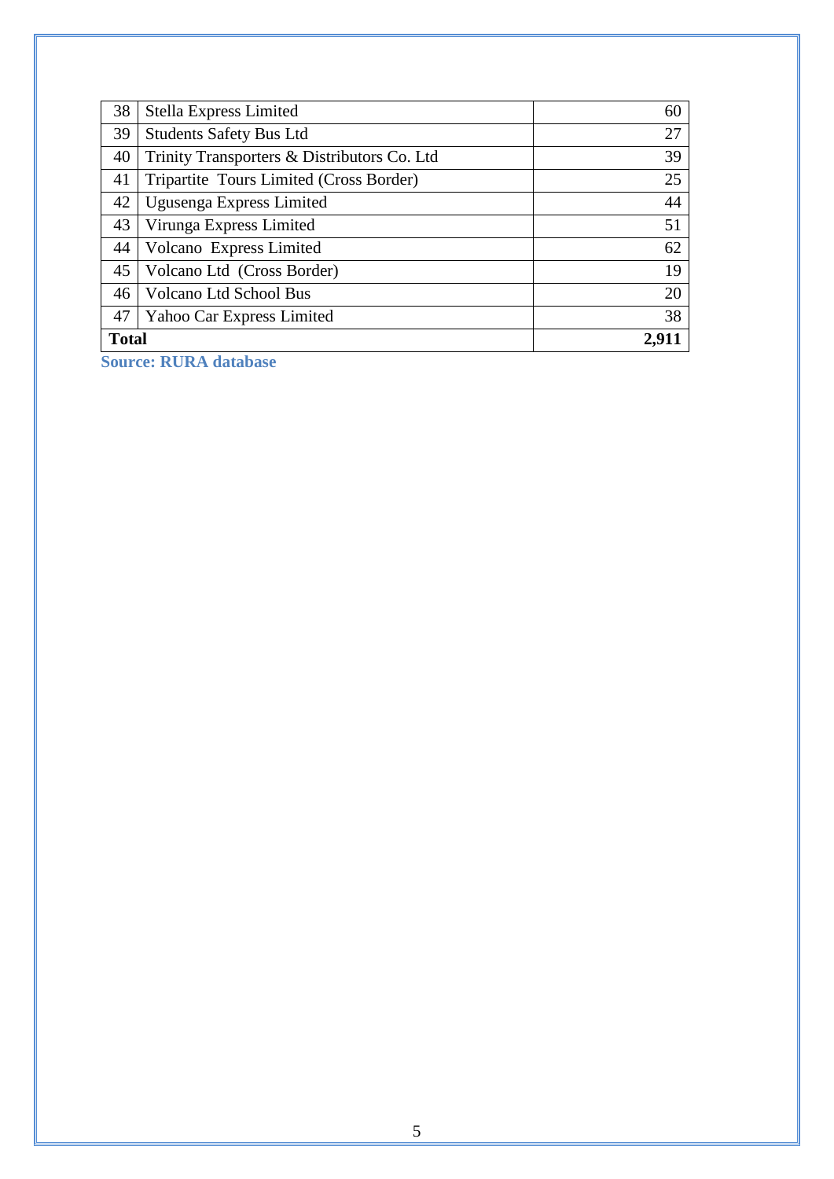| | | |
|---|---|---|
| 38 | Stella Express Limited | 60 |
| 39 | Students Safety Bus Ltd | 27 |
| 40 | Trinity Transporters & Distributors Co. Ltd | 39 |
| 41 | Tripartite  Tours Limited (Cross Border) | 25 |
| 42 | Ugusenga Express Limited | 44 |
| 43 | Virunga Express Limited | 51 |
| 44 | Volcano  Express Limited | 62 |
| 45 | Volcano Ltd  (Cross Border) | 19 |
| 46 | Volcano Ltd School Bus | 20 |
| 47 | Yahoo Car Express Limited | 38 |
| **Total** | | **2,911** |

**Source: RURA database**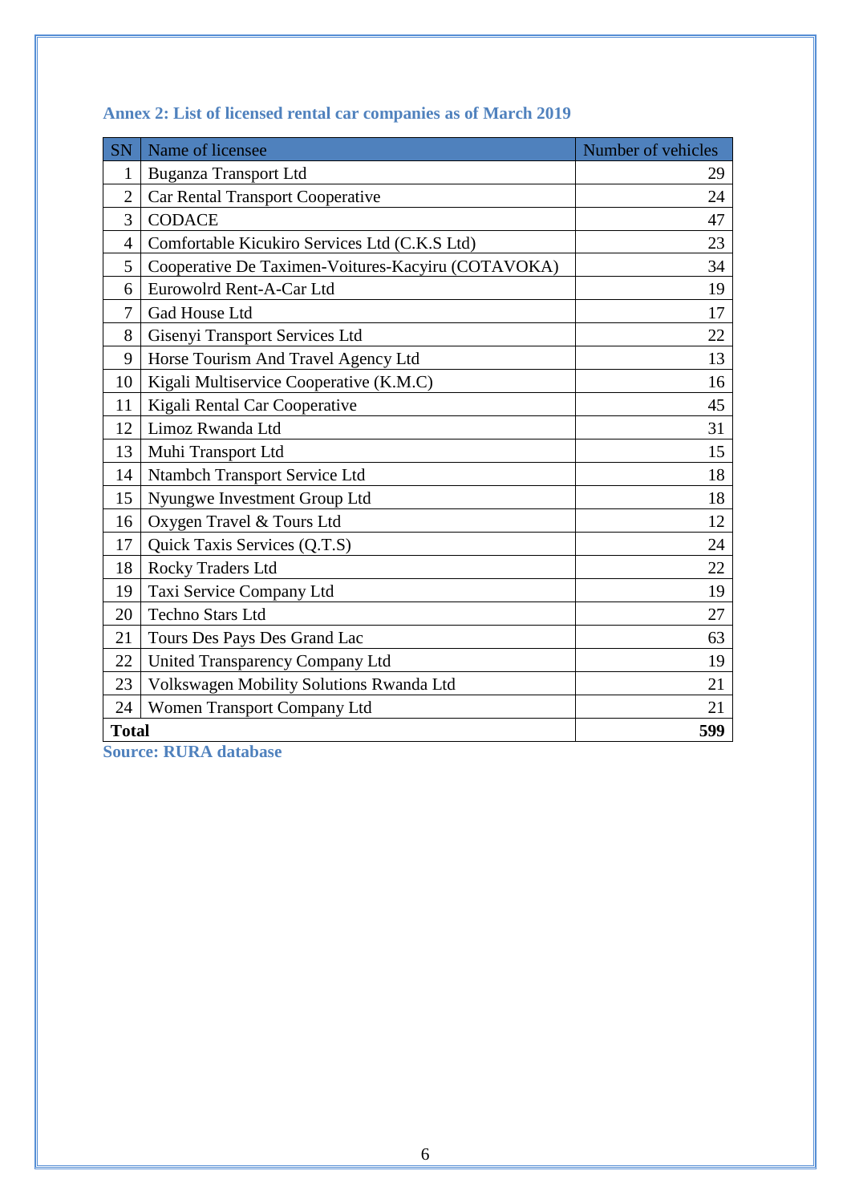### Annex 2: List of licensed rental car companies as of March 2019

| SN | Name of licensee | Number of vehicles |
|---|---|---|
| 1 | Buganza Transport Ltd | 29 |
| 2 | Car Rental Transport Cooperative | 24 |
| 3 | CODACE | 47 |
| 4 | Comfortable Kicukiro Services Ltd (C.K.S Ltd) | 23 |
| 5 | Cooperative De Taximen-Voitures-Kacyiru (COTAVOKA) | 34 |
| 6 | Eurowolrd Rent-A-Car Ltd | 19 |
| 7 | Gad House Ltd | 17 |
| 8 | Gisenyi Transport Services Ltd | 22 |
| 9 | Horse Tourism And Travel Agency Ltd | 13 |
| 10 | Kigali Multiservice Cooperative (K.M.C) | 16 |
| 11 | Kigali Rental Car Cooperative | 45 |
| 12 | Limoz Rwanda Ltd | 31 |
| 13 | Muhi Transport Ltd | 15 |
| 14 | Ntambch Transport Service Ltd | 18 |
| 15 | Nyungwe Investment Group Ltd | 18 |
| 16 | Oxygen Travel & Tours Ltd | 12 |
| 17 | Quick Taxis Services (Q.T.S) | 24 |
| 18 | Rocky Traders Ltd | 22 |
| 19 | Taxi Service Company Ltd | 19 |
| 20 | Techno Stars Ltd | 27 |
| 21 | Tours Des Pays Des Grand Lac | 63 |
| 22 | United Transparency Company Ltd | 19 |
| 23 | Volkswagen Mobility Solutions Rwanda Ltd | 21 |
| 24 | Women Transport Company Ltd | 21 |
| **Total** | | **599** |

**Source: RURA database**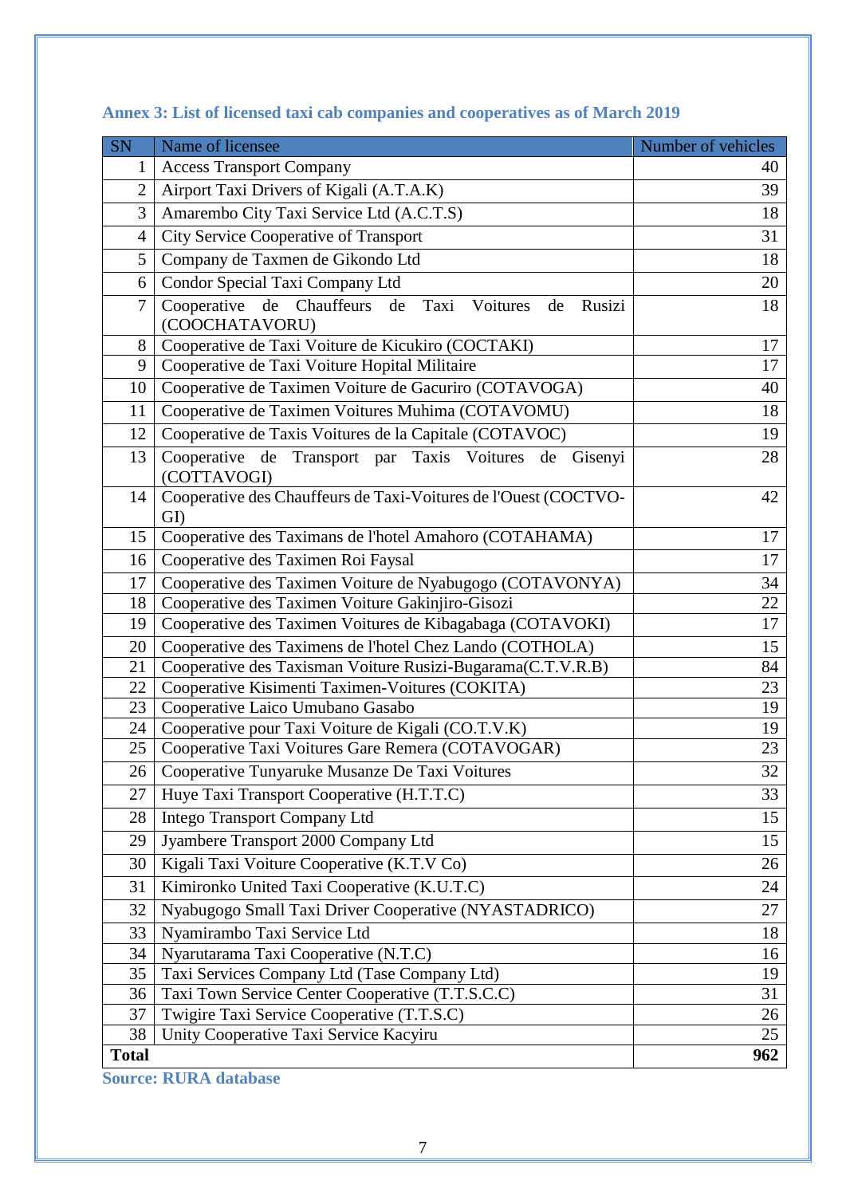### Annex 3: List of licensed taxi cab companies and cooperatives as of March 2019

| SN | Name of licensee | Number of vehicles |
|---|---|---|
| 1 | Access Transport Company | 40 |
| 2 | Airport Taxi Drivers of Kigali (A.T.A.K) | 39 |
| 3 | Amarembo City Taxi Service Ltd (A.C.T.S) | 18 |
| 4 | City Service Cooperative of Transport | 31 |
| 5 | Company de Taxmen de Gikondo Ltd | 18 |
| 6 | Condor Special Taxi Company Ltd | 20 |
| 7 | Cooperative de Chauffeurs de Taxi Voitures de Rusizi (COOCHATAVORU) | 18 |
| 8 | Cooperative de Taxi Voiture de Kicukiro (COCTAKI) | 17 |
| 9 | Cooperative de Taxi Voiture Hopital Militaire | 17 |
| 10 | Cooperative de Taximen Voiture de Gacuriro (COTAVOGA) | 40 |
| 11 | Cooperative de Taximen Voitures Muhima (COTAVOMU) | 18 |
| 12 | Cooperative de Taxis Voitures de la Capitale (COTAVOC) | 19 |
| 13 | Cooperative de Transport par Taxis Voitures de Gisenyi (COTTAVOGI) | 28 |
| 14 | Cooperative des Chauffeurs de Taxi-Voitures de l'Ouest (COCTVO-GI) | 42 |
| 15 | Cooperative des Taximans de l'hotel Amahoro (COTAHAMA) | 17 |
| 16 | Cooperative des Taximen Roi Faysal | 17 |
| 17 | Cooperative des Taximen Voiture de Nyabugogo (COTAVONYA) | 34 |
| 18 | Cooperative des Taximen Voiture Gakinjiro-Gisozi | 22 |
| 19 | Cooperative des Taximen Voitures de Kibagabaga (COTAVOKI) | 17 |
| 20 | Cooperative des Taximens de l'hotel Chez Lando (COTHOLA) | 15 |
| 21 | Cooperative des Taxisman Voiture Rusizi-Bugarama(C.T.V.R.B) | 84 |
| 22 | Cooperative Kisimenti Taximen-Voitures (COKITA) | 23 |
| 23 | Cooperative Laico Umubano Gasabo | 19 |
| 24 | Cooperative pour Taxi Voiture de Kigali (CO.T.V.K) | 19 |
| 25 | Cooperative Taxi Voitures Gare Remera (COTAVOGAR) | 23 |
| 26 | Cooperative Tunyaruke Musanze De Taxi Voitures | 32 |
| 27 | Huye Taxi Transport Cooperative (H.T.T.C) | 33 |
| 28 | Intego Transport Company Ltd | 15 |
| 29 | Jyambere Transport 2000 Company Ltd | 15 |
| 30 | Kigali Taxi Voiture Cooperative (K.T.V Co) | 26 |
| 31 | Kimironko United Taxi Cooperative (K.U.T.C) | 24 |
| 32 | Nyabugogo Small Taxi Driver Cooperative (NYASTADRICO) | 27 |
| 33 | Nyamirambo Taxi Service Ltd | 18 |
| 34 | Nyarutarama Taxi Cooperative (N.T.C) | 16 |
| 35 | Taxi Services Company Ltd (Tase Company Ltd) | 19 |
| 36 | Taxi Town Service Center Cooperative (T.T.S.C.C) | 31 |
| 37 | Twigire Taxi Service Cooperative (T.T.S.C) | 26 |
| 38 | Unity Cooperative Taxi Service Kacyiru | 25 |
| **Total** | | **962** |

**Source: RURA database**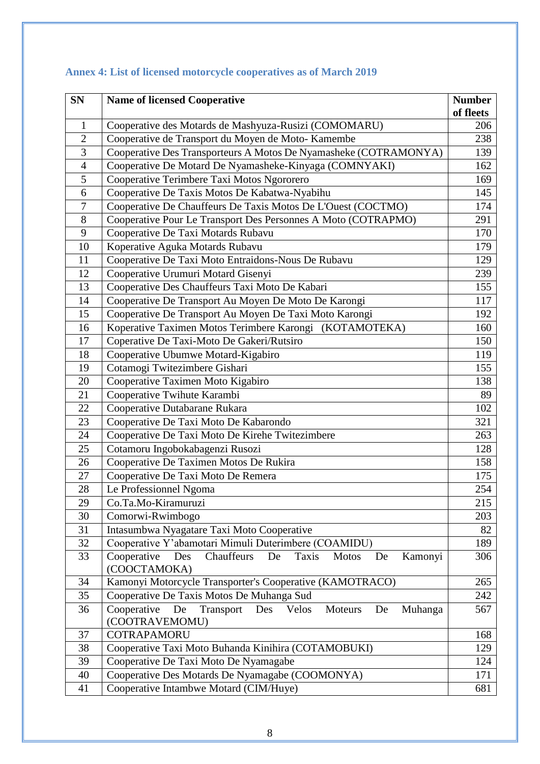### Annex 4: List of licensed motorcycle cooperatives as of March 2019

| SN | Name of licensed Cooperative | Number of fleets |
|---|---|---|
| 1 | Cooperative des Motards de Mashyuza-Rusizi (COMOMARU) | 206 |
| 2 | Cooperative de Transport du Moyen de Moto- Kamembe | 238 |
| 3 | Cooperative Des Transporteurs A Motos De Nyamasheke (COTRAMONYA) | 139 |
| 4 | Cooperative De Motard De Nyamasheke-Kinyaga (COMNYAKI) | 162 |
| 5 | Cooperative Terimbere Taxi Motos Ngororero | 169 |
| 6 | Cooperative De Taxis Motos De Kabatwa-Nyabihu | 145 |
| 7 | Cooperative De Chauffeurs De Taxis Motos De L'Ouest (COCTMO) | 174 |
| 8 | Cooperative Pour Le Transport Des Personnes A Moto (COTRAPMO) | 291 |
| 9 | Cooperative De Taxi Motards Rubavu | 170 |
| 10 | Koperative Aguka Motards Rubavu | 179 |
| 11 | Cooperative De Taxi Moto Entraidons-Nous De Rubavu | 129 |
| 12 | Cooperative Urumuri Motard Gisenyi | 239 |
| 13 | Cooperative Des Chauffeurs Taxi Moto De Kabari | 155 |
| 14 | Cooperative De Transport Au Moyen De Moto De Karongi | 117 |
| 15 | Cooperative De Transport Au Moyen De Taxi Moto Karongi | 192 |
| 16 | Koperative Taximen Motos Terimbere Karongi (KOTAMOTEKA) | 160 |
| 17 | Coperative De Taxi-Moto De Gakeri/Rutsiro | 150 |
| 18 | Cooperative Ubumwe Motard-Kigabiro | 119 |
| 19 | Cotamogi Twitezimbere Gishari | 155 |
| 20 | Cooperative Taximen Moto Kigabiro | 138 |
| 21 | Cooperative Twihute Karambi | 89 |
| 22 | Cooperative Dutabarane Rukara | 102 |
| 23 | Cooperative De Taxi Moto De Kabarondo | 321 |
| 24 | Cooperative De Taxi Moto De Kirehe Twitezimbere | 263 |
| 25 | Cotamoru Ingobokabagenzi Rusozi | 128 |
| 26 | Cooperative De Taximen Motos De Rukira | 158 |
| 27 | Cooperative De Taxi Moto De Remera | 175 |
| 28 | Le Professionnel Ngoma | 254 |
| 29 | Co.Ta.Mo-Kiramuruzi | 215 |
| 30 | Comorwi-Rwimbogo | 203 |
| 31 | Intasumbwa Nyagatare Taxi Moto Cooperative | 82 |
| 32 | Cooperative Y'abamotari Mimuli Duterimbere (COAMIDU) | 189 |
| 33 | Cooperative Des Chauffeurs De Taxis Motos De Kamonyi (COOCTAMOKA) | 306 |
| 34 | Kamonyi Motorcycle Transporter's Cooperative (KAMOTRACO) | 265 |
| 35 | Cooperative De Taxis Motos De Muhanga Sud | 242 |
| 36 | Cooperative De Transport Des Velos Moteurs De Muhanga (COOTRAVEMOMU) | 567 |
| 37 | COTRAPAMORU | 168 |
| 38 | Cooperative Taxi Moto Buhanda Kinihira (COTAMOBUKI) | 129 |
| 39 | Cooperative De Taxi Moto De Nyamagabe | 124 |
| 40 | Cooperative Des Motards De Nyamagabe (COOMONYA) | 171 |
| 41 | Cooperative Intambwe Motard (CIM/Huye) | 681 |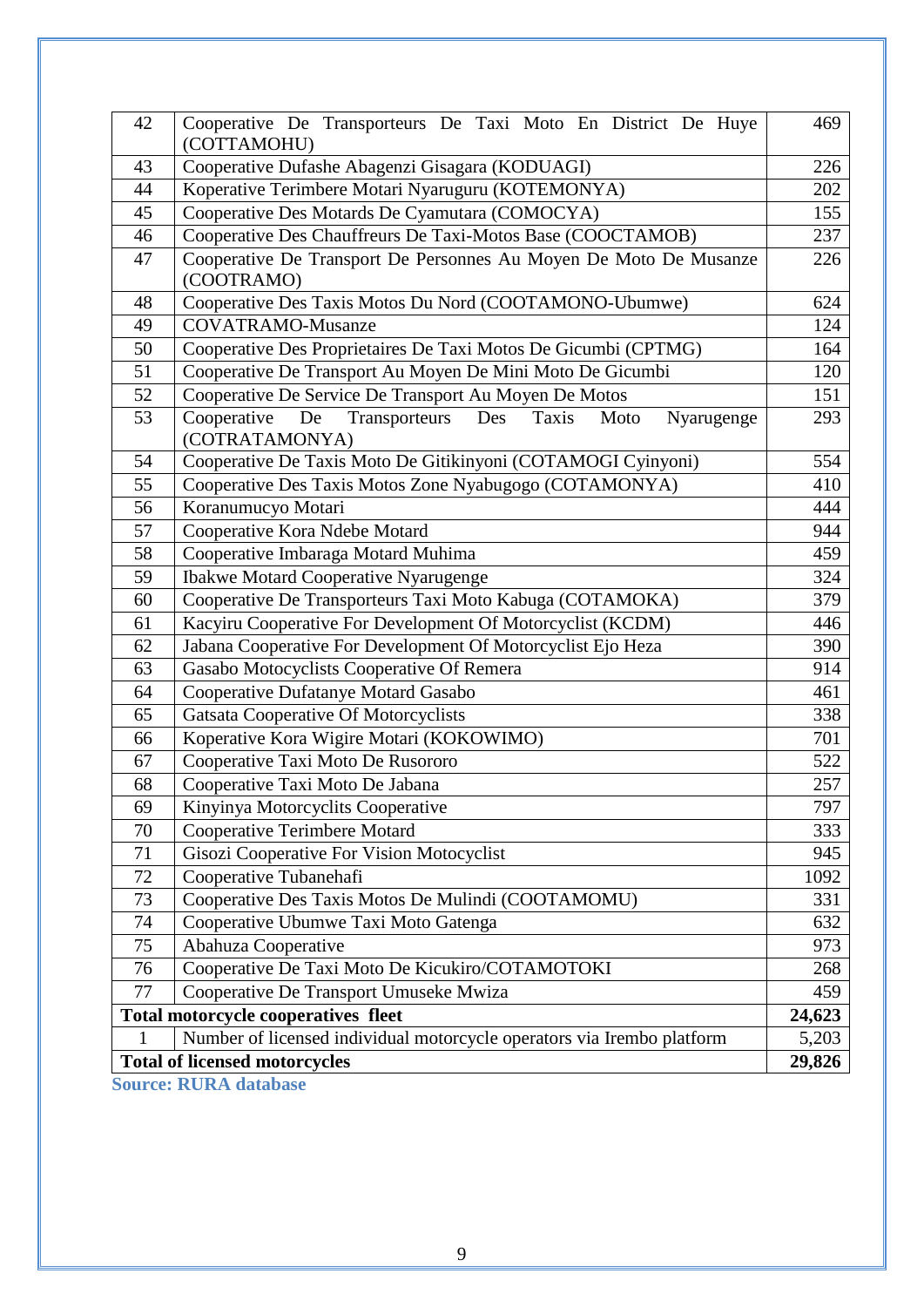| 42 | Cooperative De Transporteurs De Taxi Moto En District De Huye (COTTAMOHU) | 469 |
|---|---|---|
| 43 | Cooperative Dufashe Abagenzi Gisagara (KODUAGI) | 226 |
| 44 | Koperative Terimbere Motari Nyaruguru (KOTEMONYA) | 202 |
| 45 | Cooperative Des Motards De Cyamutara (COMOCYA) | 155 |
| 46 | Cooperative Des Chauffreurs De Taxi-Motos Base (COOCTAMOB) | 237 |
| 47 | Cooperative De Transport De Personnes Au Moyen De Moto De Musanze (COOTRAMO) | 226 |
| 48 | Cooperative Des Taxis Motos Du Nord (COOTAMONO-Ubumwe) | 624 |
| 49 | COVATRAMO-Musanze | 124 |
| 50 | Cooperative Des Proprietaires De Taxi Motos De Gicumbi (CPTMG) | 164 |
| 51 | Cooperative De Transport Au Moyen De Mini Moto De Gicumbi | 120 |
| 52 | Cooperative De Service De Transport Au Moyen De Motos | 151 |
| 53 | Cooperative De Transporteurs Des Taxis Moto Nyarugenge (COTRATAMONYA) | 293 |
| 54 | Cooperative De Taxis Moto De Gitikinyoni (COTAMOGI Cyinyoni) | 554 |
| 55 | Cooperative Des Taxis Motos Zone Nyabugogo (COTAMONYA) | 410 |
| 56 | Koranumucyo Motari | 444 |
| 57 | Cooperative Kora Ndebe Motard | 944 |
| 58 | Cooperative Imbaraga Motard Muhima | 459 |
| 59 | Ibakwe Motard Cooperative Nyarugenge | 324 |
| 60 | Cooperative De Transporteurs Taxi Moto Kabuga (COTAMOKA) | 379 |
| 61 | Kacyiru Cooperative For Development Of Motorcyclist (KCDM) | 446 |
| 62 | Jabana Cooperative For Development Of Motorcyclist Ejo Heza | 390 |
| 63 | Gasabo Motocyclists Cooperative Of Remera | 914 |
| 64 | Cooperative Dufatanye Motard Gasabo | 461 |
| 65 | Gatsata Cooperative Of Motorcyclists | 338 |
| 66 | Koperative Kora Wigire Motari (KOKOWIMO) | 701 |
| 67 | Cooperative Taxi Moto De Rusororo | 522 |
| 68 | Cooperative Taxi Moto De Jabana | 257 |
| 69 | Kinyinya Motorcyclits Cooperative | 797 |
| 70 | Cooperative Terimbere Motard | 333 |
| 71 | Gisozi Cooperative For Vision Motocyclist | 945 |
| 72 | Cooperative Tubanehafi | 1092 |
| 73 | Cooperative Des Taxis Motos De Mulindi (COOTAMOMU) | 331 |
| 74 | Cooperative Ubumwe Taxi Moto Gatenga | 632 |
| 75 | Abahuza Cooperative | 973 |
| 76 | Cooperative De Taxi Moto De Kicukiro/COTAMOTOKI | 268 |
| 77 | Cooperative De Transport Umuseke Mwiza | 459 |
| **Total motorcycle cooperatives fleet** | | **24,623** |
| 1 | Number of licensed individual motorcycle operators via Irembo platform | 5,203 |
| **Total of licensed motorcycles** | | **29,826** |

**Source: RURA database**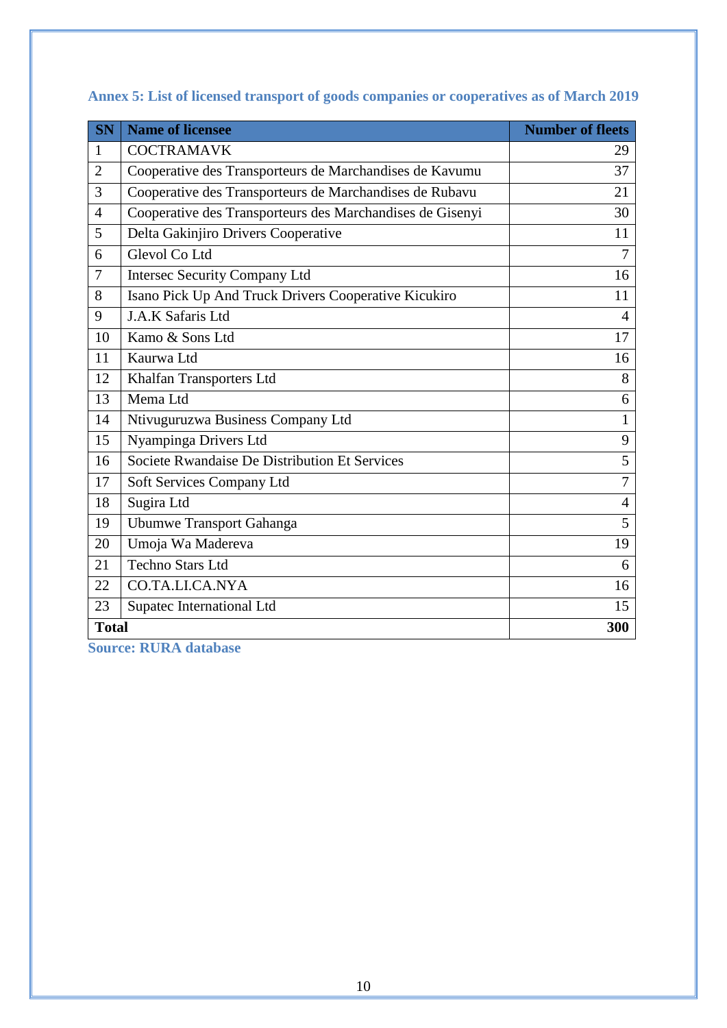### Annex 5: List of licensed transport of goods companies or cooperatives as of March 2019

| SN | Name of licensee | Number of fleets |
|---|---|---:|
| 1 | COCTRAMAVK | 29 |
| 2 | Cooperative des Transporteurs de Marchandises de Kavumu | 37 |
| 3 | Cooperative des Transporteurs de Marchandises de Rubavu | 21 |
| 4 | Cooperative des Transporteurs des Marchandises de Gisenyi | 30 |
| 5 | Delta Gakinjiro Drivers Cooperative | 11 |
| 6 | Glevol Co Ltd | 7 |
| 7 | Intersec Security Company Ltd | 16 |
| 8 | Isano Pick Up And Truck Drivers Cooperative Kicukiro | 11 |
| 9 | J.A.K Safaris Ltd | 4 |
| 10 | Kamo & Sons Ltd | 17 |
| 11 | Kaurwa Ltd | 16 |
| 12 | Khalfan Transporters Ltd | 8 |
| 13 | Mema Ltd | 6 |
| 14 | Ntivuguruzwa Business Company Ltd | 1 |
| 15 | Nyampinga Drivers Ltd | 9 |
| 16 | Societe Rwandaise De Distribution Et Services | 5 |
| 17 | Soft Services Company Ltd | 7 |
| 18 | Sugira Ltd | 4 |
| 19 | Ubumwe Transport Gahanga | 5 |
| 20 | Umoja Wa Madereva | 19 |
| 21 | Techno Stars Ltd | 6 |
| 22 | CO.TA.LI.CA.NYA | 16 |
| 23 | Supatec International Ltd | 15 |
| **Total** | | **300** |

**Source: RURA database**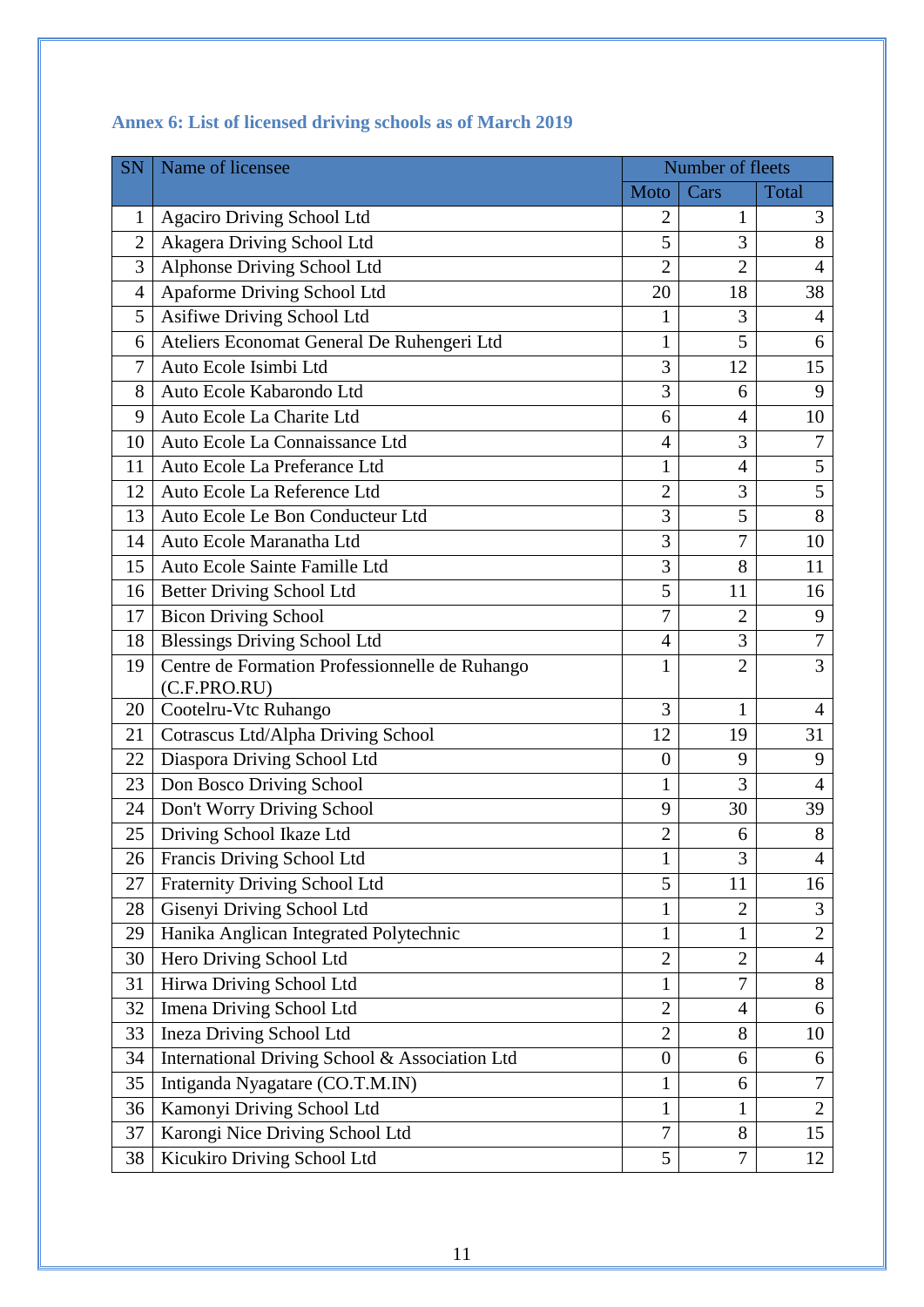### Annex 6: List of licensed driving schools as of March 2019

| SN | Name of licensee | Number of fleets | | |
|---|---|---|---|---|
| | | Moto | Cars | Total |
| 1 | Agaciro Driving School Ltd | 2 | 1 | 3 |
| 2 | Akagera Driving School Ltd | 5 | 3 | 8 |
| 3 | Alphonse Driving School Ltd | 2 | 2 | 4 |
| 4 | Apaforme Driving School Ltd | 20 | 18 | 38 |
| 5 | Asifiwe Driving School Ltd | 1 | 3 | 4 |
| 6 | Ateliers Economat General De Ruhengeri Ltd | 1 | 5 | 6 |
| 7 | Auto Ecole Isimbi Ltd | 3 | 12 | 15 |
| 8 | Auto Ecole Kabarondo Ltd | 3 | 6 | 9 |
| 9 | Auto Ecole La Charite Ltd | 6 | 4 | 10 |
| 10 | Auto Ecole La Connaissance Ltd | 4 | 3 | 7 |
| 11 | Auto Ecole La Preferance Ltd | 1 | 4 | 5 |
| 12 | Auto Ecole La Reference Ltd | 2 | 3 | 5 |
| 13 | Auto Ecole Le Bon Conducteur Ltd | 3 | 5 | 8 |
| 14 | Auto Ecole Maranatha Ltd | 3 | 7 | 10 |
| 15 | Auto Ecole Sainte Famille Ltd | 3 | 8 | 11 |
| 16 | Better Driving School Ltd | 5 | 11 | 16 |
| 17 | Bicon Driving School | 7 | 2 | 9 |
| 18 | Blessings Driving School Ltd | 4 | 3 | 7 |
| 19 | Centre de Formation Professionnelle de Ruhango (C.F.PRO.RU) | 1 | 2 | 3 |
| 20 | Cootelru-Vtc Ruhango | 3 | 1 | 4 |
| 21 | Cotrascus Ltd/Alpha Driving School | 12 | 19 | 31 |
| 22 | Diaspora Driving School Ltd | 0 | 9 | 9 |
| 23 | Don Bosco Driving School | 1 | 3 | 4 |
| 24 | Don't Worry Driving School | 9 | 30 | 39 |
| 25 | Driving School Ikaze Ltd | 2 | 6 | 8 |
| 26 | Francis Driving School Ltd | 1 | 3 | 4 |
| 27 | Fraternity Driving School Ltd | 5 | 11 | 16 |
| 28 | Gisenyi Driving School Ltd | 1 | 2 | 3 |
| 29 | Hanika Anglican Integrated Polytechnic | 1 | 1 | 2 |
| 30 | Hero Driving School Ltd | 2 | 2 | 4 |
| 31 | Hirwa Driving School Ltd | 1 | 7 | 8 |
| 32 | Imena Driving School Ltd | 2 | 4 | 6 |
| 33 | Ineza Driving School Ltd | 2 | 8 | 10 |
| 34 | International Driving School & Association Ltd | 0 | 6 | 6 |
| 35 | Intiganda Nyagatare (CO.T.M.IN) | 1 | 6 | 7 |
| 36 | Kamonyi Driving School Ltd | 1 | 1 | 2 |
| 37 | Karongi Nice Driving School Ltd | 7 | 8 | 15 |
| 38 | Kicukiro Driving School Ltd | 5 | 7 | 12 |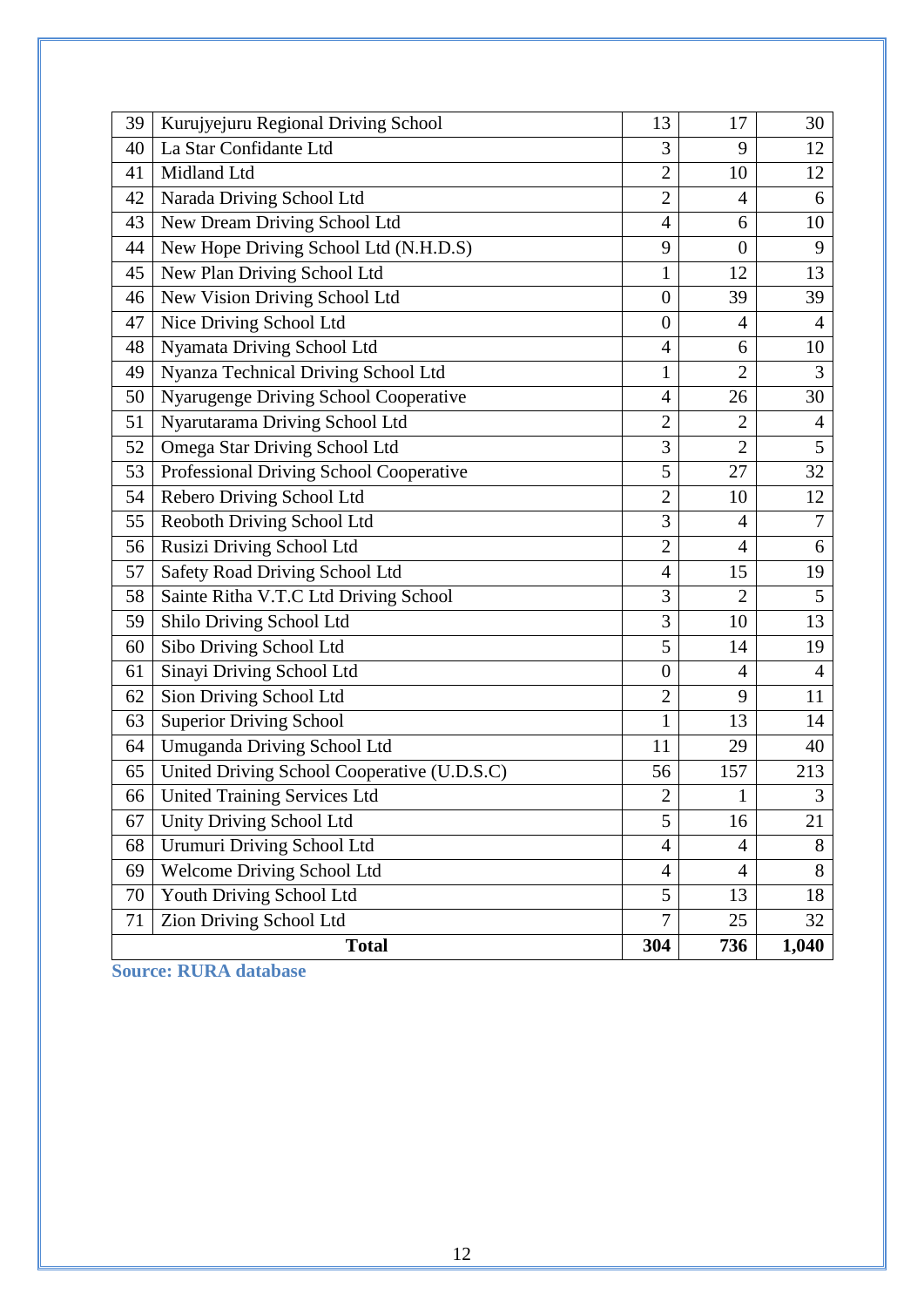| | | | | |
|---|---|---|---|---|
| 39 | Kurujyejuru Regional Driving School | 13 | 17 | 30 |
| 40 | La Star Confidante Ltd | 3 | 9 | 12 |
| 41 | Midland Ltd | 2 | 10 | 12 |
| 42 | Narada Driving School Ltd | 2 | 4 | 6 |
| 43 | New Dream Driving School Ltd | 4 | 6 | 10 |
| 44 | New Hope Driving School Ltd (N.H.D.S) | 9 | 0 | 9 |
| 45 | New Plan Driving School Ltd | 1 | 12 | 13 |
| 46 | New Vision Driving School Ltd | 0 | 39 | 39 |
| 47 | Nice Driving School Ltd | 0 | 4 | 4 |
| 48 | Nyamata Driving School Ltd | 4 | 6 | 10 |
| 49 | Nyanza Technical Driving School Ltd | 1 | 2 | 3 |
| 50 | Nyarugenge Driving School Cooperative | 4 | 26 | 30 |
| 51 | Nyarutarama Driving School Ltd | 2 | 2 | 4 |
| 52 | Omega Star Driving School Ltd | 3 | 2 | 5 |
| 53 | Professional Driving School Cooperative | 5 | 27 | 32 |
| 54 | Rebero Driving School Ltd | 2 | 10 | 12 |
| 55 | Reoboth Driving School Ltd | 3 | 4 | 7 |
| 56 | Rusizi Driving School Ltd | 2 | 4 | 6 |
| 57 | Safety Road Driving School Ltd | 4 | 15 | 19 |
| 58 | Sainte Ritha V.T.C Ltd Driving School | 3 | 2 | 5 |
| 59 | Shilo Driving School Ltd | 3 | 10 | 13 |
| 60 | Sibo Driving School Ltd | 5 | 14 | 19 |
| 61 | Sinayi Driving School Ltd | 0 | 4 | 4 |
| 62 | Sion Driving School Ltd | 2 | 9 | 11 |
| 63 | Superior Driving School | 1 | 13 | 14 |
| 64 | Umuganda Driving School Ltd | 11 | 29 | 40 |
| 65 | United Driving School Cooperative (U.D.S.C) | 56 | 157 | 213 |
| 66 | United Training Services Ltd | 2 | 1 | 3 |
| 67 | Unity Driving School Ltd | 5 | 16 | 21 |
| 68 | Urumuri Driving School Ltd | 4 | 4 | 8 |
| 69 | Welcome Driving School Ltd | 4 | 4 | 8 |
| 70 | Youth Driving School Ltd | 5 | 13 | 18 |
| 71 | Zion Driving School Ltd | 7 | 25 | 32 |
| **Total** | | **304** | **736** | **1,040** |

**Source: RURA database**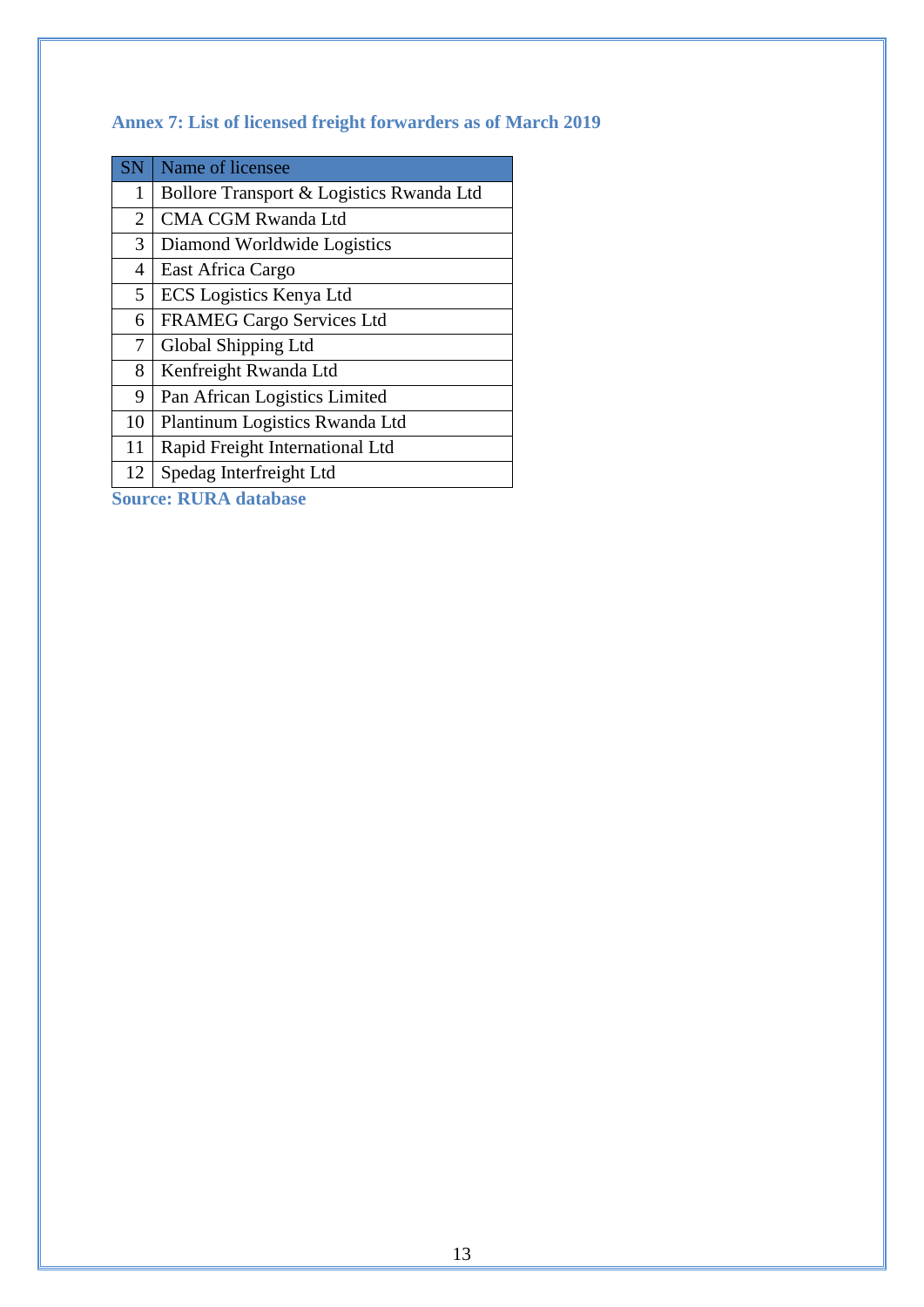### Annex 7: List of licensed freight forwarders as of March 2019

| SN | Name of licensee |
|---|---|
| 1 | Bollore Transport & Logistics Rwanda Ltd |
| 2 | CMA CGM Rwanda Ltd |
| 3 | Diamond Worldwide Logistics |
| 4 | East Africa Cargo |
| 5 | ECS Logistics Kenya Ltd |
| 6 | FRAMEG Cargo Services Ltd |
| 7 | Global Shipping Ltd |
| 8 | Kenfreight Rwanda Ltd |
| 9 | Pan African Logistics Limited |
| 10 | Plantinum Logistics Rwanda Ltd |
| 11 | Rapid Freight International Ltd |
| 12 | Spedag Interfreight Ltd |

**Source: RURA database**